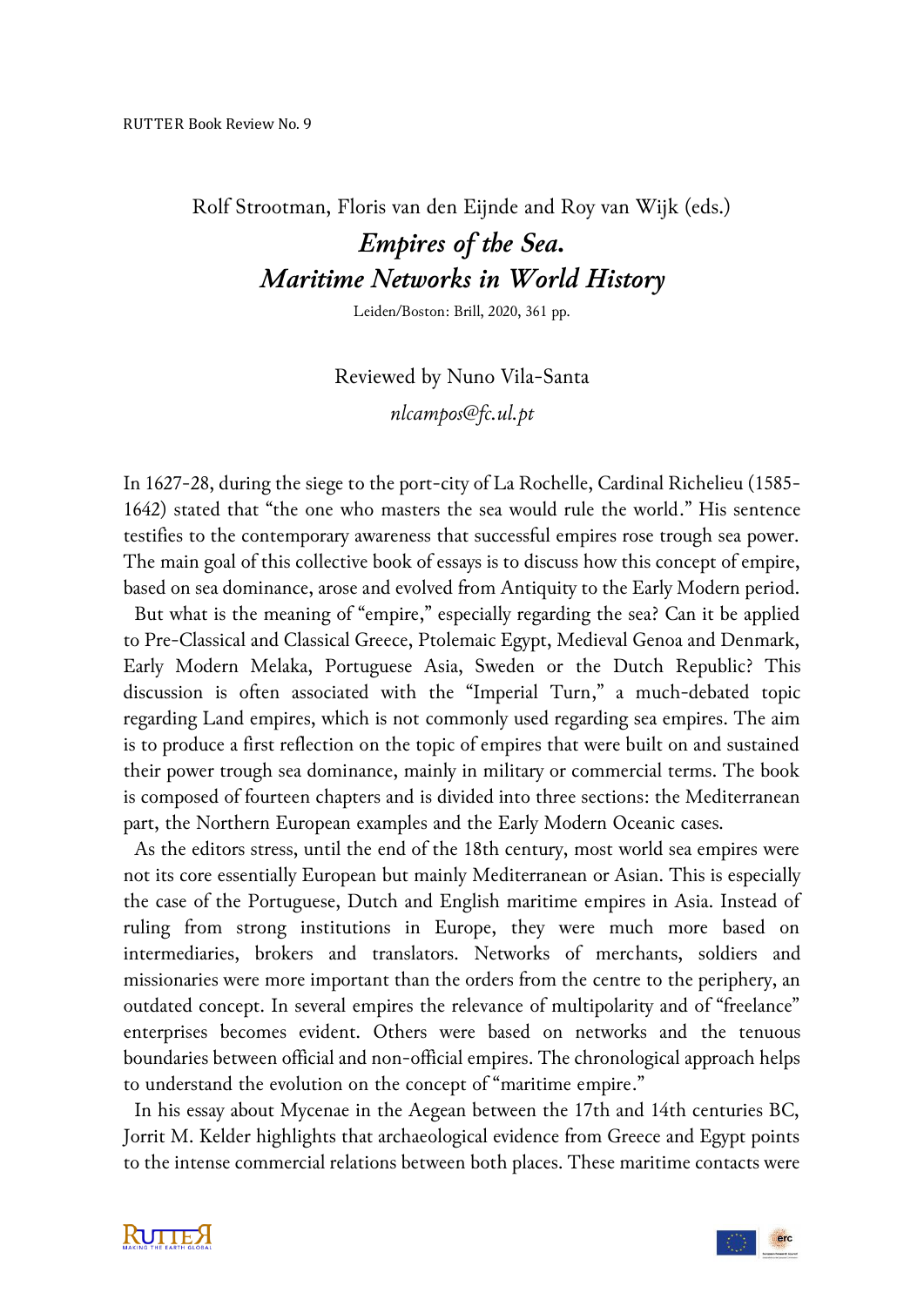Rolf Strootman, Floris van den Eijnde and Roy van Wijk (eds.)

# *Empires of the Sea. Maritime Networks in World History*

Leiden/Boston: Brill, 2020, 361 pp.

Reviewed by Nuno Vila-Santa

*nlcampos@fc.ul.pt*

In 1627-28, during the siege to the port-city of La Rochelle, Cardinal Richelieu (1585-1642) stated that "the one who masters the sea would rule the world." His sentence testifies to the contemporary awareness that successful empires rose trough sea power. The main goal of this collective book of essays is to discuss how this concept of empire, based on sea dominance, arose and evolved from Antiquity to the Early Modern period.

But what is the meaning of "empire," especially regarding the sea? Can it be applied to Pre-Classical and Classical Greece, Ptolemaic Egypt, Medieval Genoa and Denmark, Early Modern Melaka, Portuguese Asia, Sweden or the Dutch Republic? This discussion is often associated with the "Imperial Turn," a much-debated topic regarding Land empires, which is not commonly used regarding sea empires. The aim is to produce a first reflection on the topic of empires that were built on and sustained their power trough sea dominance, mainly in military or commercial terms. The book is composed of fourteen chapters and is divided into three sections: the Mediterranean part, the Northern European examples and the Early Modern Oceanic cases.

As the editors stress, until the end of the 18th century, most world sea empires were not its core essentially European but mainly Mediterranean or Asian. This is especially the case of the Portuguese, Dutch and English maritime empires in Asia. Instead of ruling from strong institutions in Europe, they were much more based on intermediaries, brokers and translators. Networks of merchants, soldiers and missionaries were more important than the orders from the centre to the periphery, an outdated concept. In several empires the relevance of multipolarity and of "freelance" enterprises becomes evident. Others were based on networks and the tenuous boundaries between official and non-official empires. The chronological approach helps to understand the evolution on the concept of "maritime empire."

In his essay about Mycenae in the Aegean between the 17th and 14th centuries BC, Jorrit M. Kelder highlights that archaeological evidence from Greece and Egypt points to the intense commercial relations between both places. These maritime contacts were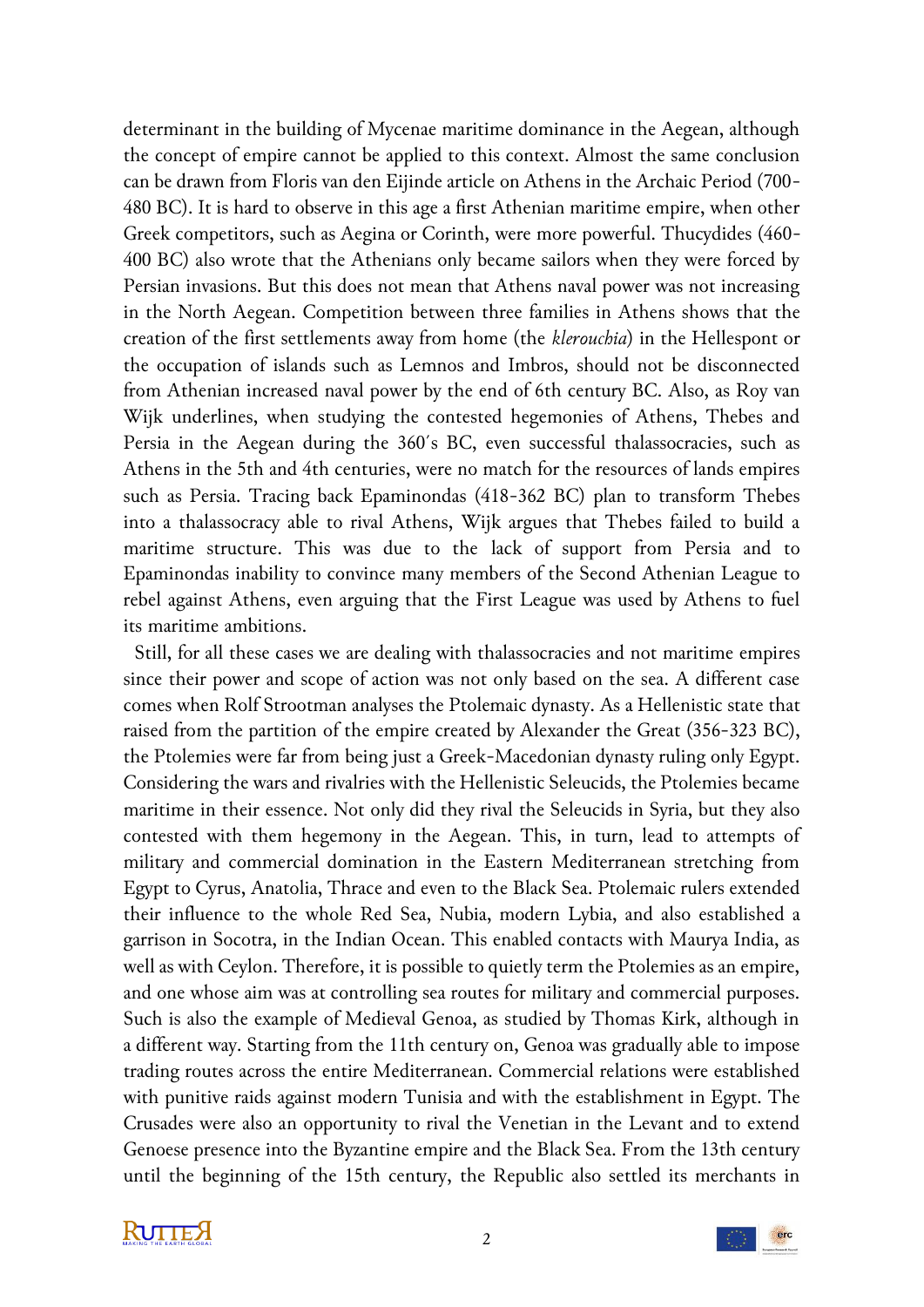determinant in the building of Mycenae maritime dominance in the Aegean, although the concept of empire cannot be applied to this context. Almost the same conclusion can be drawn from Floris van den Eijinde article on Athens in the Archaic Period (700-480 BC). It is hard to observe in this age a first Athenian maritime empire, when other Greek competitors, such as Aegina or Corinth, were more powerful. Thucydides (460-400 BC) also wrote that the Athenians only became sailors when they were forced by Persian invasions. But this does not mean that Athens naval power was not increasing in the North Aegean. Competition between three families in Athens shows that the creation of the first settlements away from home (the *klerouchia*) in the Hellespont or the occupation of islands such as Lemnos and Imbros, should not be disconnected from Athenian increased naval power by the end of 6th century BC. Also, as Roy van Wijk underlines, when studying the contested hegemonies of Athens, Thebes and Persia in the Aegean during the 360´s BC, even successful thalassocracies, such as Athens in the 5th and 4th centuries, were no match for the resources of lands empires such as Persia. Tracing back Epaminondas (418-362 BC) plan to transform Thebes into a thalassocracy able to rival Athens, Wijk argues that Thebes failed to build a maritime structure. This was due to the lack of support from Persia and to Epaminondas inability to convince many members of the Second Athenian League to rebel against Athens, even arguing that the First League was used by Athens to fuel its maritime ambitions.

Still, for all these cases we are dealing with thalassocracies and not maritime empires since their power and scope of action was not only based on the sea. A different case comes when Rolf Strootman analyses the Ptolemaic dynasty. As a Hellenistic state that raised from the partition of the empire created by Alexander the Great (356-323 BC), the Ptolemies were far from being just a Greek-Macedonian dynasty ruling only Egypt. Considering the wars and rivalries with the Hellenistic Seleucids, the Ptolemies became maritime in their essence. Not only did they rival the Seleucids in Syria, but they also contested with them hegemony in the Aegean. This, in turn, lead to attempts of military and commercial domination in the Eastern Mediterranean stretching from Egypt to Cyrus, Anatolia, Thrace and even to the Black Sea. Ptolemaic rulers extended their influence to the whole Red Sea, Nubia, modern Lybia, and also established a garrison in Socotra, in the Indian Ocean. This enabled contacts with Maurya India, as well as with Ceylon. Therefore, it is possible to quietly term the Ptolemies as an empire, and one whose aim was at controlling sea routes for military and commercial purposes. Such is also the example of Medieval Genoa, as studied by Thomas Kirk, although in a different way. Starting from the 11th century on, Genoa was gradually able to impose trading routes across the entire Mediterranean. Commercial relations were established with punitive raids against modern Tunisia and with the establishment in Egypt. The Crusades were also an opportunity to rival the Venetian in the Levant and to extend Genoese presence into the Byzantine empire and the Black Sea. From the 13th century until the beginning of the 15th century, the Republic also settled its merchants in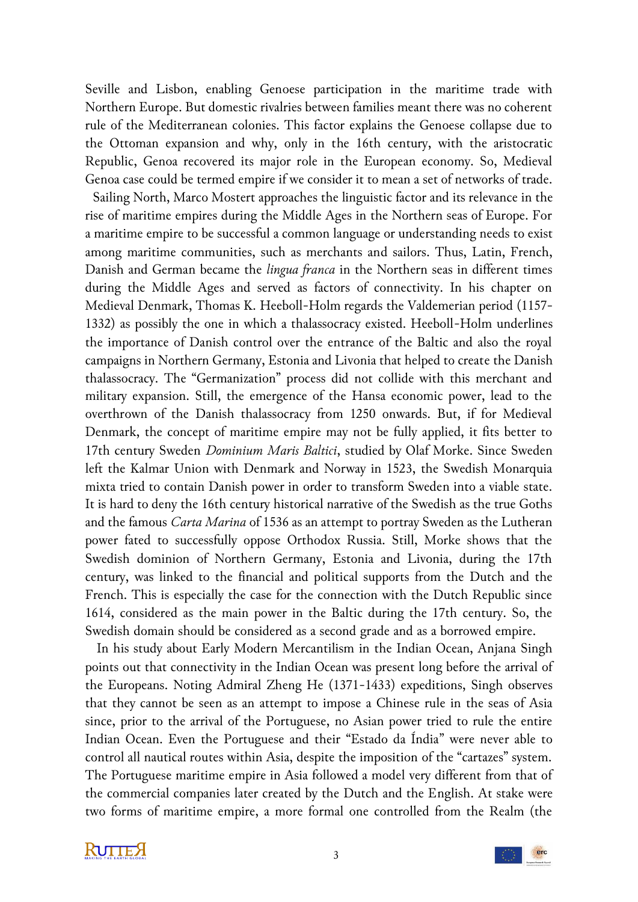Seville and Lisbon, enabling Genoese participation in the maritime trade with Northern Europe. But domestic rivalries between families meant there was no coherent rule of the Mediterranean colonies. This factor explains the Genoese collapse due to the Ottoman expansion and why, only in the 16th century, with the aristocratic Republic, Genoa recovered its major role in the European economy. So, Medieval Genoa case could be termed empire if we consider it to mean a set of networks of trade.

Sailing North, Marco Mostert approaches the linguistic factor and its relevance in the rise of maritime empires during the Middle Ages in the Northern seas of Europe. For a maritime empire to be successful a common language or understanding needs to exist among maritime communities, such as merchants and sailors. Thus, Latin, French, Danish and German became the *lingua franca* in the Northern seas in different times during the Middle Ages and served as factors of connectivity. In his chapter on Medieval Denmark, Thomas K. Heeboll-Holm regards the Valdemerian period (1157-1332) as possibly the one in which a thalassocracy existed. Heeboll-Holm underlines the importance of Danish control over the entrance of the Baltic and also the royal campaigns in Northern Germany, Estonia and Livonia that helped to create the Danish thalassocracy. The "Germanization" process did not collide with this merchant and military expansion. Still, the emergence of the Hansa economic power, lead to the overthrown of the Danish thalassocracy from 1250 onwards. But, if for Medieval Denmark, the concept of maritime empire may not be fully applied, it fits better to 17th century Sweden *Dominium Maris Baltici*, studied by Olaf Morke. Since Sweden left the Kalmar Union with Denmark and Norway in 1523, the Swedish Monarquia mixta tried to contain Danish power in order to transform Sweden into a viable state. It is hard to deny the 16th century historical narrative of the Swedish as the true Goths and the famous *Carta Marina* of 1536 as an attempt to portray Sweden as the Lutheran power fated to successfully oppose Orthodox Russia. Still, Morke shows that the Swedish dominion of Northern Germany, Estonia and Livonia, during the 17th century, was linked to the financial and political supports from the Dutch and the French. This is especially the case for the connection with the Dutch Republic since 1614, considered as the main power in the Baltic during the 17th century. So, the Swedish domain should be considered as a second grade and as a borrowed empire.

In his study about Early Modern Mercantilism in the Indian Ocean, Anjana Singh points out that connectivity in the Indian Ocean was present long before the arrival of the Europeans. Noting Admiral Zheng He (1371-1433) expeditions, Singh observes that they cannot be seen as an attempt to impose a Chinese rule in the seas of Asia since, prior to the arrival of the Portuguese, no Asian power tried to rule the entire Indian Ocean. Even the Portuguese and their "Estado da Índia" were never able to control all nautical routes within Asia, despite the imposition of the "cartazes" system. The Portuguese maritime empire in Asia followed a model very different from that of the commercial companies later created by the Dutch and the English. At stake were two forms of maritime empire, a more formal one controlled from the Realm (the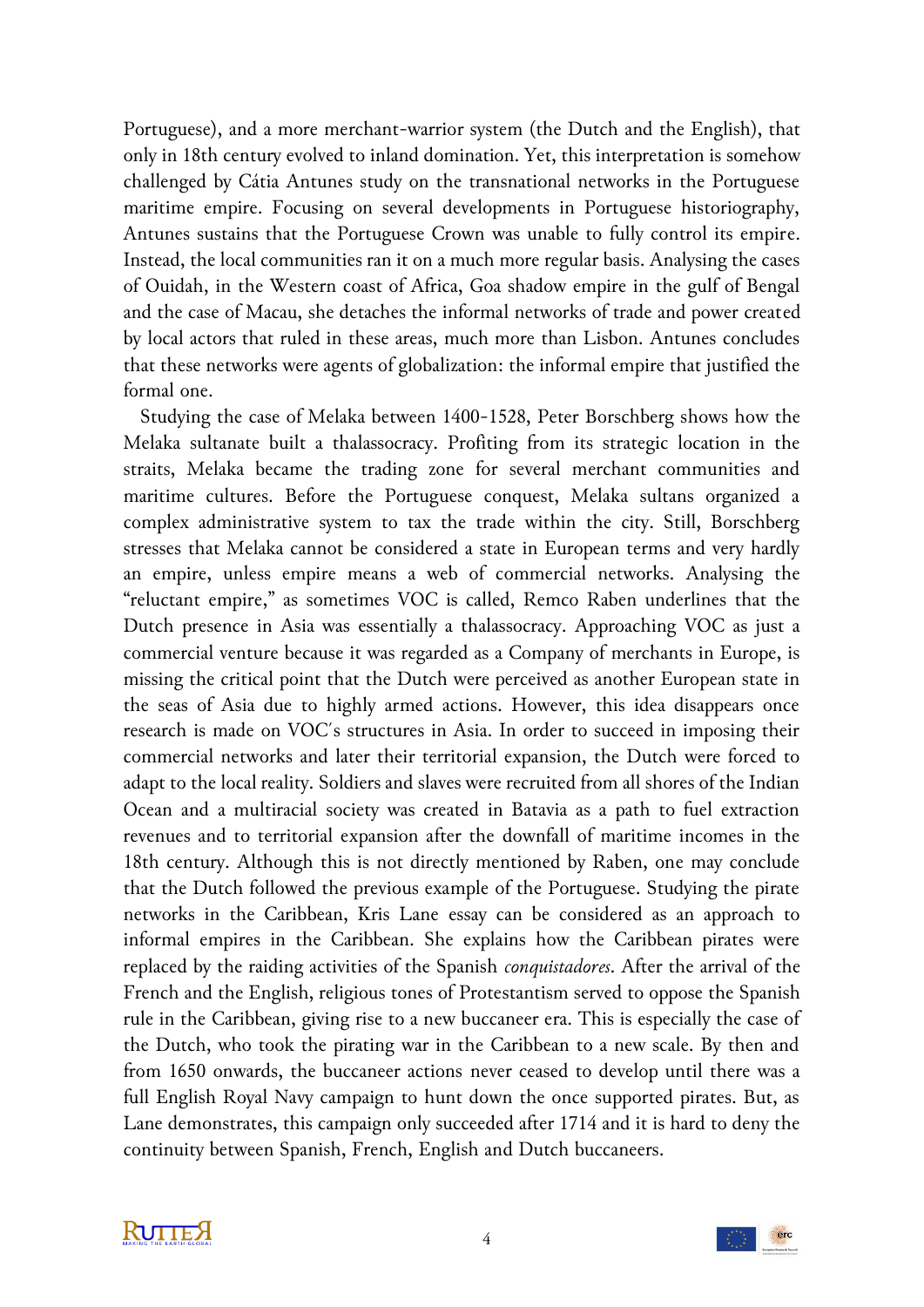Portuguese), and a more merchant-warrior system (the Dutch and the English), that only in 18th century evolved to inland domination. Yet, this interpretation is somehow challenged by Cátia Antunes study on the transnational networks in the Portuguese maritime empire. Focusing on several developments in Portuguese historiography, Antunes sustains that the Portuguese Crown was unable to fully control its empire. Instead, the local communities ran it on a much more regular basis. Analysing the cases of Ouidah, in the Western coast of Africa, Goa shadow empire in the gulf of Bengal and the case of Macau, she detaches the informal networks of trade and power created by local actors that ruled in these areas, much more than Lisbon. Antunes concludes that these networks were agents of globalization: the informal empire that justified the formal one.

Studying the case of Melaka between 1400-1528, Peter Borschberg shows how the Melaka sultanate built a thalassocracy. Profiting from its strategic location in the straits, Melaka became the trading zone for several merchant communities and maritime cultures. Before the Portuguese conquest, Melaka sultans organized a complex administrative system to tax the trade within the city. Still, Borschberg stresses that Melaka cannot be considered a state in European terms and very hardly an empire, unless empire means a web of commercial networks. Analysing the "reluctant empire," as sometimes VOC is called, Remco Raben underlines that the Dutch presence in Asia was essentially a thalassocracy. Approaching VOC as just a commercial venture because it was regarded as a Company of merchants in Europe, is missing the critical point that the Dutch were perceived as another European state in the seas of Asia due to highly armed actions. However, this idea disappears once research is made on VOC's structures in Asia. In order to succeed in imposing their commercial networks and later their territorial expansion, the Dutch were forced to adapt to the local reality. Soldiers and slaves were recruited from all shores of the Indian Ocean and a multiracial society was created in Batavia as a path to fuel extraction revenues and to territorial expansion after the downfall of maritime incomes in the 18th century. Although this is not directly mentioned by Raben, one may conclude that the Dutch followed the previous example of the Portuguese. Studying the pirate networks in the Caribbean, Kris Lane essay can be considered as an approach to informal empires in the Caribbean. She explains how the Caribbean pirates were replaced by the raiding activities of the Spanish *conquistadores*. After the arrival of the French and the English, religious tones of Protestantism served to oppose the Spanish rule in the Caribbean, giving rise to a new buccaneer era. This is especially the case of the Dutch, who took the pirating war in the Caribbean to a new scale. By then and from 1650 onwards, the buccaneer actions never ceased to develop until there was a full English Royal Navy campaign to hunt down the once supported pirates. But, as Lane demonstrates, this campaign only succeeded after 1714 and it is hard to deny the continuity between Spanish, French, English and Dutch buccaneers.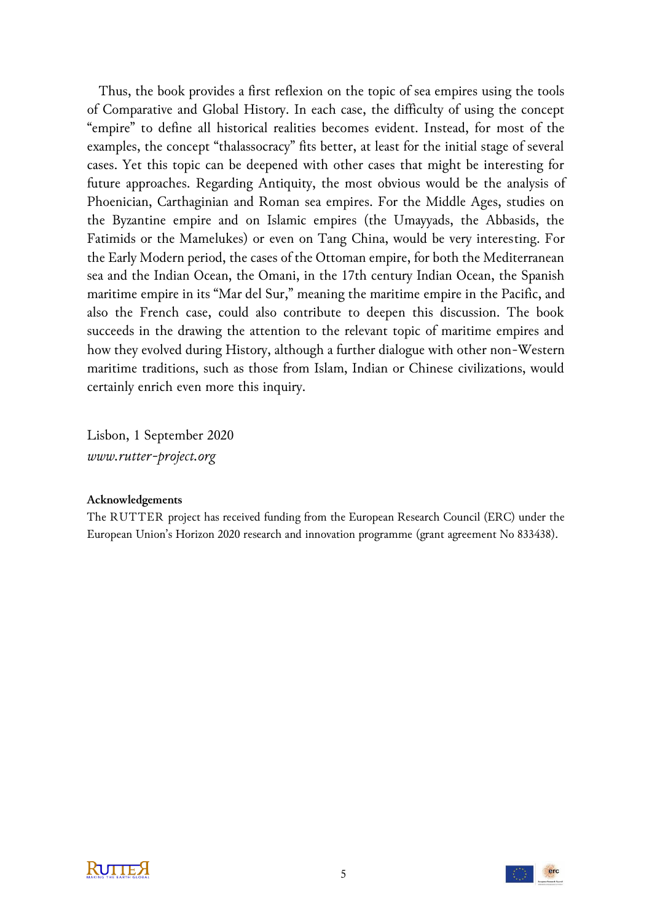Thus, the book provides a first reflexion on the topic of sea empires using the tools of Comparative and Global History. In each case, the difficulty of using the concept "empire" to define all historical realities becomes evident. Instead, for most of the examples, the concept "thalassocracy" fits better, at least for the initial stage of several cases. Yet this topic can be deepened with other cases that might be interesting for future approaches. Regarding Antiquity, the most obvious would be the analysis of Phoenician, Carthaginian and Roman sea empires. For the Middle Ages, studies on the Byzantine empire and on Islamic empires (the Umayyads, the Abbasids, the Fatimids or the Mamelukes) or even on Tang China, would be very interesting. For the Early Modern period, the cases of the Ottoman empire, for both the Mediterranean sea and the Indian Ocean, the Omani, in the 17th century Indian Ocean, the Spanish maritime empire in its "Mar del Sur," meaning the maritime empire in the Pacific, and also the French case, could also contribute to deepen this discussion. The book succeeds in the drawing the attention to the relevant topic of maritime empires and how they evolved during History, although a further dialogue with other non-Western maritime traditions, such as those from Islam, Indian or Chinese civilizations, would certainly enrich even more this inquiry.

Lisbon, 1 September 2020
*www.rutter-project.org*

**Acknowledgements**
The RUTTER project has received funding from the European Research Council (ERC) under the European Union's Horizon 2020 research and innovation programme (grant agreement No 833438).